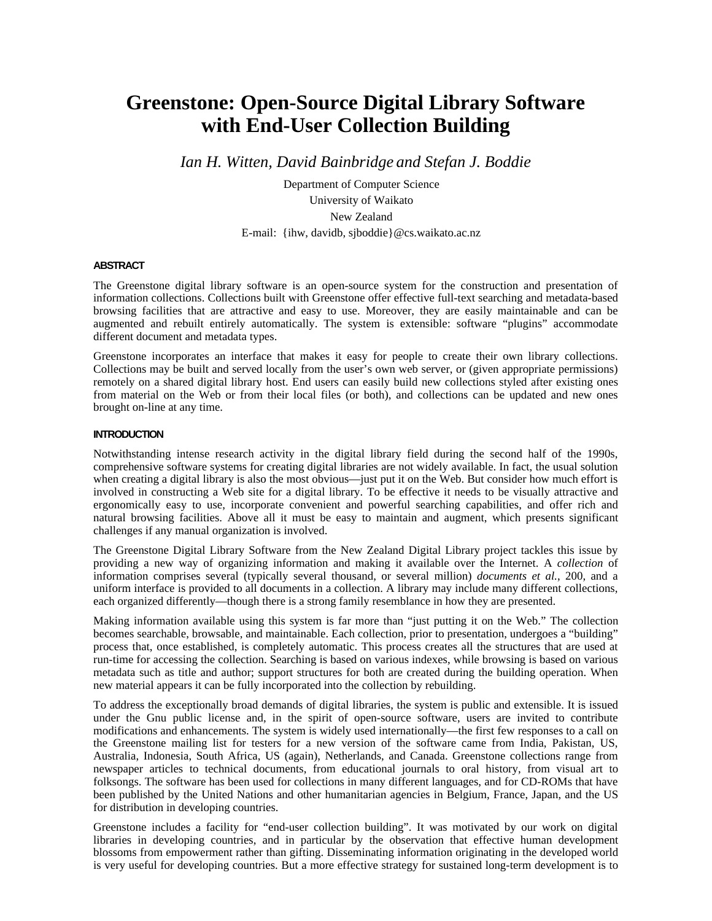// Greenstone: Open-Source Digital Library Software with End-User Collection Building

# Greenstone: Open-Source Digital Library Software with End-User Collection Building

*Ian H. Witten, David Bainbridge and Stefan J. Boddie*

Department of Computer Science
University of Waikato
New Zealand
E-mail: {ihw, davidb, sjboddie}@cs.waikato.ac.nz

## ABSTRACT

The Greenstone digital library software is an open-source system for the construction and presentation of information collections. Collections built with Greenstone offer effective full-text searching and metadata-based browsing facilities that are attractive and easy to use. Moreover, they are easily maintainable and can be augmented and rebuilt entirely automatically. The system is extensible: software "plugins" accommodate different document and metadata types.

Greenstone incorporates an interface that makes it easy for people to create their own library collections. Collections may be built and served locally from the user's own web server, or (given appropriate permissions) remotely on a shared digital library host. End users can easily build new collections styled after existing ones from material on the Web or from their local files (or both), and collections can be updated and new ones brought on-line at any time.

## INTRODUCTION

Notwithstanding intense research activity in the digital library field during the second half of the 1990s, comprehensive software systems for creating digital libraries are not widely available. In fact, the usual solution when creating a digital library is also the most obvious—just put it on the Web. But consider how much effort is involved in constructing a Web site for a digital library. To be effective it needs to be visually attractive and ergonomically easy to use, incorporate convenient and powerful searching capabilities, and offer rich and natural browsing facilities. Above all it must be easy to maintain and augment, which presents significant challenges if any manual organization is involved.

The Greenstone Digital Library Software from the New Zealand Digital Library project tackles this issue by providing a new way of organizing information and making it available over the Internet. A *collection* of information comprises several (typically several thousand, or several million) *documents et al.*, 200, and a uniform interface is provided to all documents in a collection. A library may include many different collections, each organized differently—though there is a strong family resemblance in how they are presented.

Making information available using this system is far more than "just putting it on the Web." The collection becomes searchable, browsable, and maintainable. Each collection, prior to presentation, undergoes a "building" process that, once established, is completely automatic. This process creates all the structures that are used at run-time for accessing the collection. Searching is based on various indexes, while browsing is based on various metadata such as title and author; support structures for both are created during the building operation. When new material appears it can be fully incorporated into the collection by rebuilding.

To address the exceptionally broad demands of digital libraries, the system is public and extensible. It is issued under the Gnu public license and, in the spirit of open-source software, users are invited to contribute modifications and enhancements. The system is widely used internationally—the first few responses to a call on the Greenstone mailing list for testers for a new version of the software came from India, Pakistan, US, Australia, Indonesia, South Africa, US (again), Netherlands, and Canada. Greenstone collections range from newspaper articles to technical documents, from educational journals to oral history, from visual art to folksongs. The software has been used for collections in many different languages, and for CD-ROMs that have been published by the United Nations and other humanitarian agencies in Belgium, France, Japan, and the US for distribution in developing countries.

Greenstone includes a facility for "end-user collection building". It was motivated by our work on digital libraries in developing countries, and in particular by the observation that effective human development blossoms from empowerment rather than gifting. Disseminating information originating in the developed world is very useful for developing countries. But a more effective strategy for sustained long-term development is to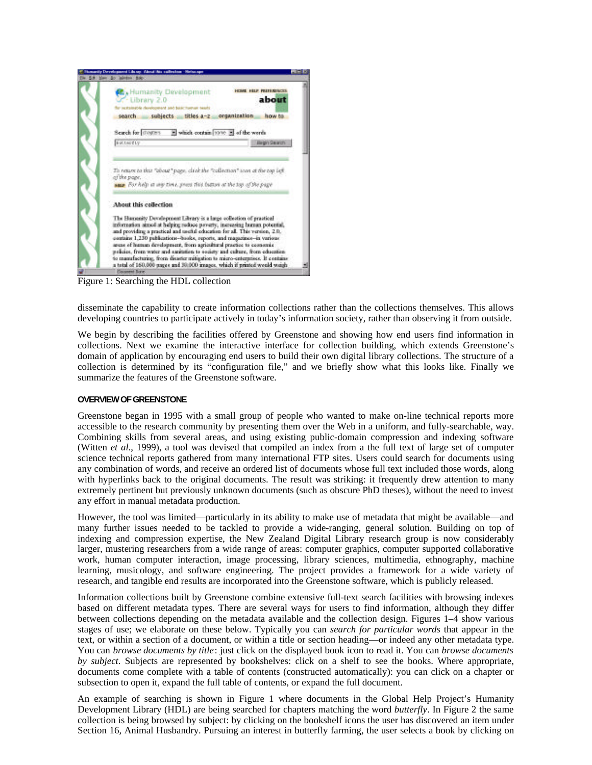Figure 1: Searching the HDL collection

disseminate the capability to create information collections rather than the collections themselves. This allows developing countries to participate actively in today's information society, rather than observing it from outside.

We begin by describing the facilities offered by Greenstone and showing how end users find information in collections. Next we examine the interactive interface for collection building, which extends Greenstone's domain of application by encouraging end users to build their own digital library collections. The structure of a collection is determined by its "configuration file," and we briefly show what this looks like. Finally we summarize the features of the Greenstone software.

## OVERVIEW OF GREENSTONE

Greenstone began in 1995 with a small group of people who wanted to make on-line technical reports more accessible to the research community by presenting them over the Web in a uniform, and fully-searchable, way. Combining skills from several areas, and using existing public-domain compression and indexing software (Witten *et al*., 1999), a tool was devised that compiled an index from a the full text of large set of computer science technical reports gathered from many international FTP sites. Users could search for documents using any combination of words, and receive an ordered list of documents whose full text included those words, along with hyperlinks back to the original documents. The result was striking: it frequently drew attention to many extremely pertinent but previously unknown documents (such as obscure PhD theses), without the need to invest any effort in manual metadata production.

However, the tool was limited—particularly in its ability to make use of metadata that might be available—and many further issues needed to be tackled to provide a wide-ranging, general solution. Building on top of indexing and compression expertise, the New Zealand Digital Library research group is now considerably larger, mustering researchers from a wide range of areas: computer graphics, computer supported collaborative work, human computer interaction, image processing, library sciences, multimedia, ethnography, machine learning, musicology, and software engineering. The project provides a framework for a wide variety of research, and tangible end results are incorporated into the Greenstone software, which is publicly released.

Information collections built by Greenstone combine extensive full-text search facilities with browsing indexes based on different metadata types. There are several ways for users to find information, although they differ between collections depending on the metadata available and the collection design. Figures 1–4 show various stages of use; we elaborate on these below. Typically you can *search for particular words* that appear in the text, or within a section of a document, or within a title or section heading—or indeed any other metadata type. You can *browse documents by title*: just click on the displayed book icon to read it. You can *browse documents by subject*. Subjects are represented by bookshelves: click on a shelf to see the books. Where appropriate, documents come complete with a table of contents (constructed automatically): you can click on a chapter or subsection to open it, expand the full table of contents, or expand the full document.

An example of searching is shown in Figure 1 where documents in the Global Help Project's Humanity Development Library (HDL) are being searched for chapters matching the word *butterfly*. In Figure 2 the same collection is being browsed by subject: by clicking on the bookshelf icons the user has discovered an item under Section 16, Animal Husbandry. Pursuing an interest in butterfly farming, the user selects a book by clicking on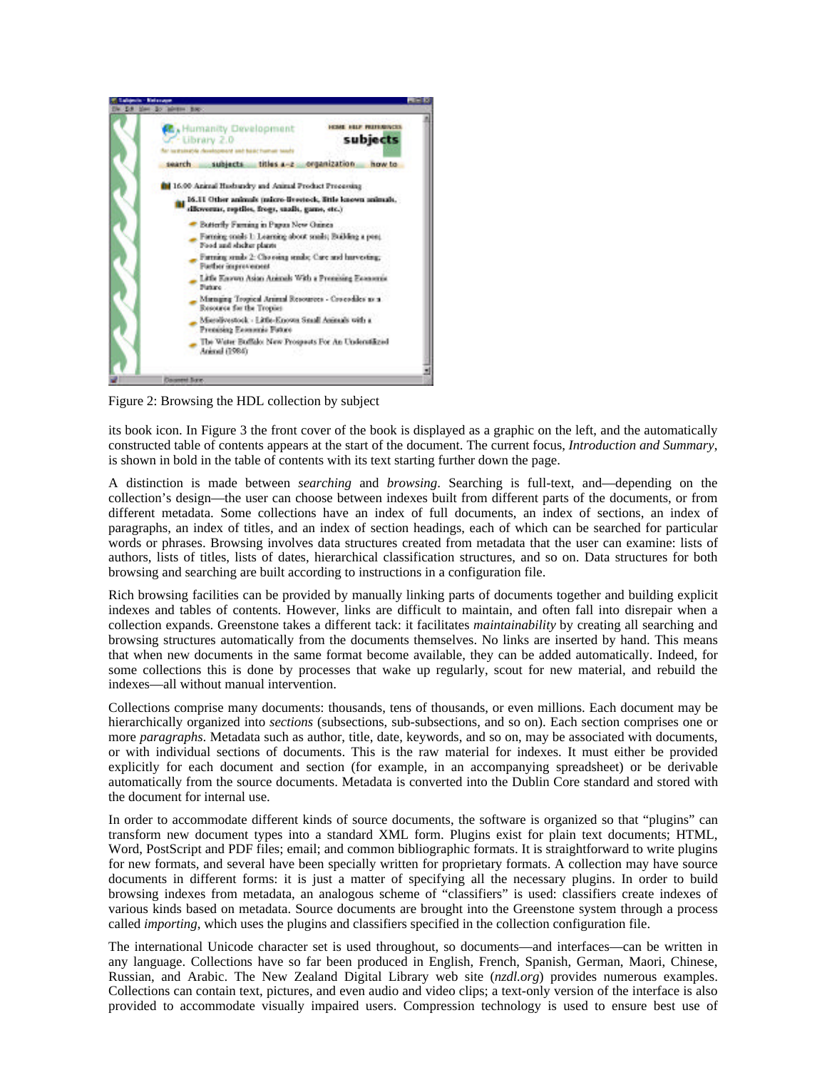Figure 2: Browsing the HDL collection by subject

its book icon. In Figure 3 the front cover of the book is displayed as a graphic on the left, and the automatically constructed table of contents appears at the start of the document. The current focus, *Introduction and Summary*, is shown in bold in the table of contents with its text starting further down the page.

A distinction is made between *searching* and *browsing*. Searching is full-text, and—depending on the collection's design—the user can choose between indexes built from different parts of the documents, or from different metadata. Some collections have an index of full documents, an index of sections, an index of paragraphs, an index of titles, and an index of section headings, each of which can be searched for particular words or phrases. Browsing involves data structures created from metadata that the user can examine: lists of authors, lists of titles, lists of dates, hierarchical classification structures, and so on. Data structures for both browsing and searching are built according to instructions in a configuration file.

Rich browsing facilities can be provided by manually linking parts of documents together and building explicit indexes and tables of contents. However, links are difficult to maintain, and often fall into disrepair when a collection expands. Greenstone takes a different tack: it facilitates *maintainability* by creating all searching and browsing structures automatically from the documents themselves. No links are inserted by hand. This means that when new documents in the same format become available, they can be added automatically. Indeed, for some collections this is done by processes that wake up regularly, scout for new material, and rebuild the indexes—all without manual intervention.

Collections comprise many documents: thousands, tens of thousands, or even millions. Each document may be hierarchically organized into *sections* (subsections, sub-subsections, and so on). Each section comprises one or more *paragraphs*. Metadata such as author, title, date, keywords, and so on, may be associated with documents, or with individual sections of documents. This is the raw material for indexes. It must either be provided explicitly for each document and section (for example, in an accompanying spreadsheet) or be derivable automatically from the source documents. Metadata is converted into the Dublin Core standard and stored with the document for internal use.

In order to accommodate different kinds of source documents, the software is organized so that "plugins" can transform new document types into a standard XML form. Plugins exist for plain text documents; HTML, Word, PostScript and PDF files; email; and common bibliographic formats. It is straightforward to write plugins for new formats, and several have been specially written for proprietary formats. A collection may have source documents in different forms: it is just a matter of specifying all the necessary plugins. In order to build browsing indexes from metadata, an analogous scheme of "classifiers" is used: classifiers create indexes of various kinds based on metadata. Source documents are brought into the Greenstone system through a process called *importing*, which uses the plugins and classifiers specified in the collection configuration file.

The international Unicode character set is used throughout, so documents—and interfaces—can be written in any language. Collections have so far been produced in English, French, Spanish, German, Maori, Chinese, Russian, and Arabic. The New Zealand Digital Library web site (*nzdl.org*) provides numerous examples. Collections can contain text, pictures, and even audio and video clips; a text-only version of the interface is also provided to accommodate visually impaired users. Compression technology is used to ensure best use of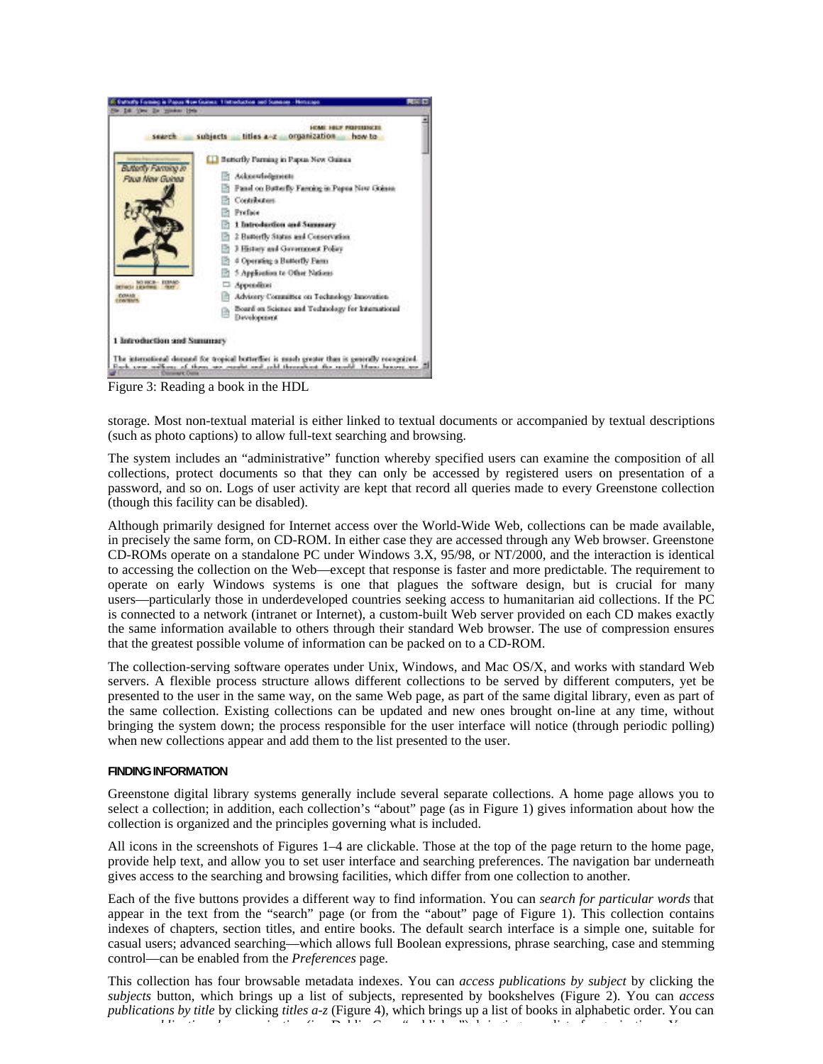Figure 3: Reading a book in the HDL

storage. Most non-textual material is either linked to textual documents or accompanied by textual descriptions (such as photo captions) to allow full-text searching and browsing.

The system includes an "administrative" function whereby specified users can examine the composition of all collections, protect documents so that they can only be accessed by registered users on presentation of a password, and so on. Logs of user activity are kept that record all queries made to every Greenstone collection (though this facility can be disabled).

Although primarily designed for Internet access over the World-Wide Web, collections can be made available, in precisely the same form, on CD-ROM. In either case they are accessed through any Web browser. Greenstone CD-ROMs operate on a standalone PC under Windows 3.X, 95/98, or NT/2000, and the interaction is identical to accessing the collection on the Web—except that response is faster and more predictable. The requirement to operate on early Windows systems is one that plagues the software design, but is crucial for many users—particularly those in underdeveloped countries seeking access to humanitarian aid collections. If the PC is connected to a network (intranet or Internet), a custom-built Web server provided on each CD makes exactly the same information available to others through their standard Web browser. The use of compression ensures that the greatest possible volume of information can be packed on to a CD-ROM.

The collection-serving software operates under Unix, Windows, and Mac OS/X, and works with standard Web servers. A flexible process structure allows different collections to be served by different computers, yet be presented to the user in the same way, on the same Web page, as part of the same digital library, even as part of the same collection. Existing collections can be updated and new ones brought on-line at any time, without bringing the system down; the process responsible for the user interface will notice (through periodic polling) when new collections appear and add them to the list presented to the user.

#### FINDING INFORMATION

Greenstone digital library systems generally include several separate collections. A home page allows you to select a collection; in addition, each collection's "about" page (as in Figure 1) gives information about how the collection is organized and the principles governing what is included.

All icons in the screenshots of Figures 1–4 are clickable. Those at the top of the page return to the home page, provide help text, and allow you to set user interface and searching preferences. The navigation bar underneath gives access to the searching and browsing facilities, which differ from one collection to another.

Each of the five buttons provides a different way to find information. You can *search for particular words* that appear in the text from the "search" page (or from the "about" page of Figure 1). This collection contains indexes of chapters, section titles, and entire books. The default search interface is a simple one, suitable for casual users; advanced searching—which allows full Boolean expressions, phrase searching, case and stemming control—can be enabled from the *Preferences* page.

This collection has four browsable metadata indexes. You can *access publications by subject* by clicking the *subjects* button, which brings up a list of subjects, represented by bookshelves (Figure 2). You can *access publications by title* by clicking *titles a-z* (Figure 4), which brings up a list of books in alphabetic order. You can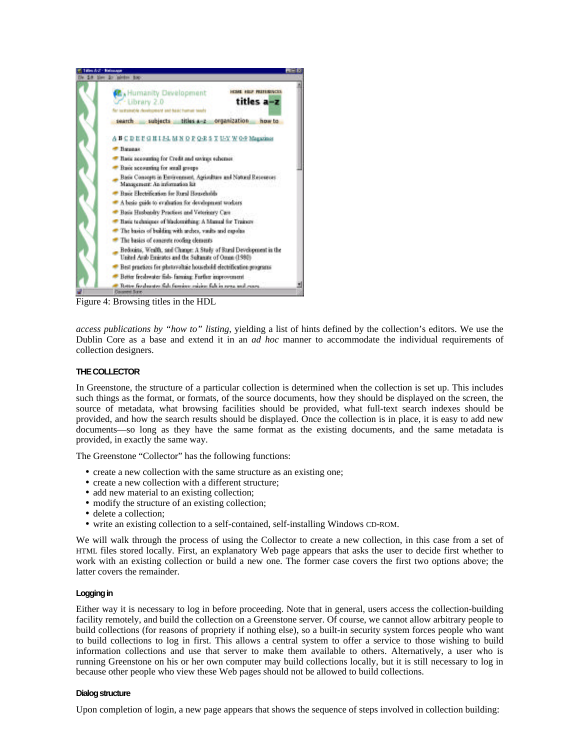Figure 4: Browsing titles in the HDL

*access publications by "how to" listing*, yielding a list of hints defined by the collection's editors. We use the Dublin Core as a base and extend it in an *ad hoc* manner to accommodate the individual requirements of collection designers.

#### THE COLLECTOR

In Greenstone, the structure of a particular collection is determined when the collection is set up. This includes such things as the format, or formats, of the source documents, how they should be displayed on the screen, the source of metadata, what browsing facilities should be provided, what full-text search indexes should be provided, and how the search results should be displayed. Once the collection is in place, it is easy to add new documents—so long as they have the same format as the existing documents, and the same metadata is provided, in exactly the same way.

The Greenstone "Collector" has the following functions:

- create a new collection with the same structure as an existing one;
- create a new collection with a different structure;
- add new material to an existing collection;
- modify the structure of an existing collection;
- delete a collection;
- write an existing collection to a self-contained, self-installing Windows CD-ROM.

We will walk through the process of using the Collector to create a new collection, in this case from a set of HTML files stored locally. First, an explanatory Web page appears that asks the user to decide first whether to work with an existing collection or build a new one. The former case covers the first two options above; the latter covers the remainder.

##### Logging in

Either way it is necessary to log in before proceeding. Note that in general, users access the collection-building facility remotely, and build the collection on a Greenstone server. Of course, we cannot allow arbitrary people to build collections (for reasons of propriety if nothing else), so a built-in security system forces people who want to build collections to log in first. This allows a central system to offer a service to those wishing to build information collections and use that server to make them available to others. Alternatively, a user who is running Greenstone on his or her own computer may build collections locally, but it is still necessary to log in because other people who view these Web pages should not be allowed to build collections.

##### Dialog structure

Upon completion of login, a new page appears that shows the sequence of steps involved in collection building: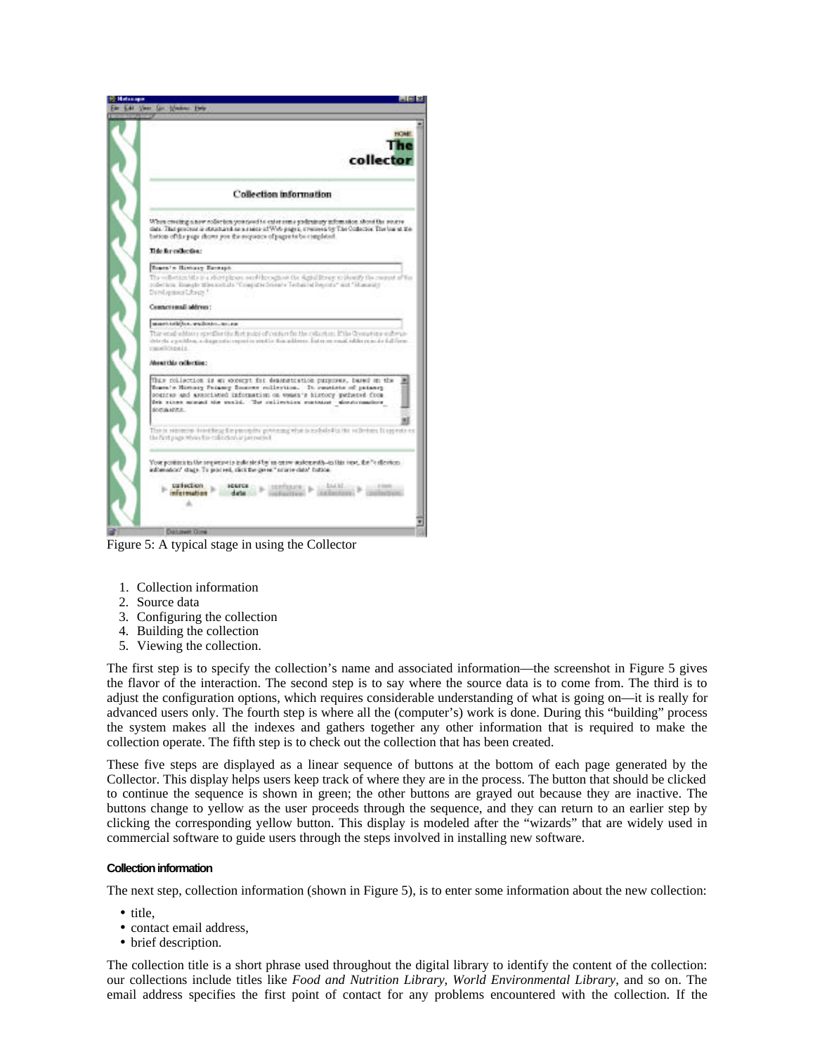Figure 5: A typical stage in using the Collector

1. Collection information
2. Source data
3. Configuring the collection
4. Building the collection
5. Viewing the collection.

The first step is to specify the collection's name and associated information—the screenshot in Figure 5 gives the flavor of the interaction. The second step is to say where the source data is to come from. The third is to adjust the configuration options, which requires considerable understanding of what is going on—it is really for advanced users only. The fourth step is where all the (computer's) work is done. During this "building" process the system makes all the indexes and gathers together any other information that is required to make the collection operate. The fifth step is to check out the collection that has been created.

These five steps are displayed as a linear sequence of buttons at the bottom of each page generated by the Collector. This display helps users keep track of where they are in the process. The button that should be clicked to continue the sequence is shown in green; the other buttons are grayed out because they are inactive. The buttons change to yellow as the user proceeds through the sequence, and they can return to an earlier step by clicking the corresponding yellow button. This display is modeled after the "wizards" that are widely used in commercial software to guide users through the steps involved in installing new software.

#### Collection information

The next step, collection information (shown in Figure 5), is to enter some information about the new collection:

- title,
- contact email address,
- brief description.

The collection title is a short phrase used throughout the digital library to identify the content of the collection: our collections include titles like *Food and Nutrition Library*, *World Environmental Library*, and so on. The email address specifies the first point of contact for any problems encountered with the collection. If the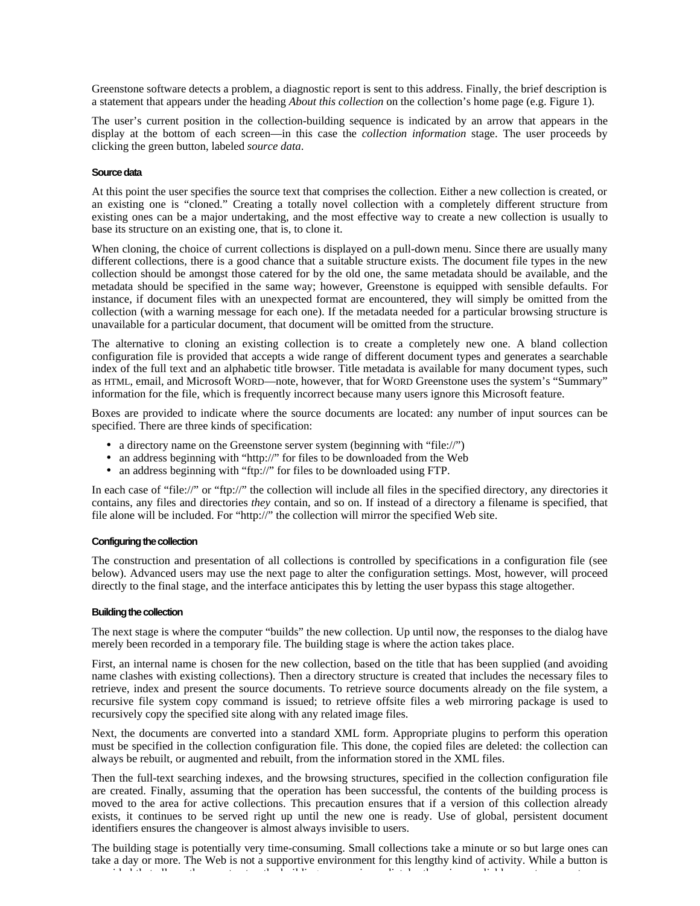Greenstone software detects a problem, a diagnostic report is sent to this address. Finally, the brief description is a statement that appears under the heading *About this collection* on the collection's home page (e.g. Figure 1).

The user's current position in the collection-building sequence is indicated by an arrow that appears in the display at the bottom of each screen—in this case the *collection information* stage. The user proceeds by clicking the green button, labeled *source data*.

#### Source data

At this point the user specifies the source text that comprises the collection. Either a new collection is created, or an existing one is "cloned." Creating a totally novel collection with a completely different structure from existing ones can be a major undertaking, and the most effective way to create a new collection is usually to base its structure on an existing one, that is, to clone it.

When cloning, the choice of current collections is displayed on a pull-down menu. Since there are usually many different collections, there is a good chance that a suitable structure exists. The document file types in the new collection should be amongst those catered for by the old one, the same metadata should be available, and the metadata should be specified in the same way; however, Greenstone is equipped with sensible defaults. For instance, if document files with an unexpected format are encountered, they will simply be omitted from the collection (with a warning message for each one). If the metadata needed for a particular browsing structure is unavailable for a particular document, that document will be omitted from the structure.

The alternative to cloning an existing collection is to create a completely new one. A bland collection configuration file is provided that accepts a wide range of different document types and generates a searchable index of the full text and an alphabetic title browser. Title metadata is available for many document types, such as HTML, email, and Microsoft WORD—note, however, that for WORD Greenstone uses the system's "Summary" information for the file, which is frequently incorrect because many users ignore this Microsoft feature.

Boxes are provided to indicate where the source documents are located: any number of input sources can be specified. There are three kinds of specification:

- a directory name on the Greenstone server system (beginning with "file://")
- an address beginning with "http://" for files to be downloaded from the Web
- an address beginning with "ftp://" for files to be downloaded using FTP.

In each case of "file://" or "ftp://" the collection will include all files in the specified directory, any directories it contains, any files and directories *they* contain, and so on. If instead of a directory a filename is specified, that file alone will be included. For "http://" the collection will mirror the specified Web site.

#### Configuring the collection

The construction and presentation of all collections is controlled by specifications in a configuration file (see below). Advanced users may use the next page to alter the configuration settings. Most, however, will proceed directly to the final stage, and the interface anticipates this by letting the user bypass this stage altogether.

#### Building the collection

The next stage is where the computer "builds" the new collection. Up until now, the responses to the dialog have merely been recorded in a temporary file. The building stage is where the action takes place.

First, an internal name is chosen for the new collection, based on the title that has been supplied (and avoiding name clashes with existing collections). Then a directory structure is created that includes the necessary files to retrieve, index and present the source documents. To retrieve source documents already on the file system, a recursive file system copy command is issued; to retrieve offsite files a web mirroring package is used to recursively copy the specified site along with any related image files.

Next, the documents are converted into a standard XML form. Appropriate plugins to perform this operation must be specified in the collection configuration file. This done, the copied files are deleted: the collection can always be rebuilt, or augmented and rebuilt, from the information stored in the XML files.

Then the full-text searching indexes, and the browsing structures, specified in the collection configuration file are created. Finally, assuming that the operation has been successful, the contents of the building process is moved to the area for active collections. This precaution ensures that if a version of this collection already exists, it continues to be served right up until the new one is ready. Use of global, persistent document identifiers ensures the changeover is almost always invisible to users.

The building stage is potentially very time-consuming. Small collections take a minute or so but large ones can take a day or more. The Web is not a supportive environment for this lengthy kind of activity. While a button is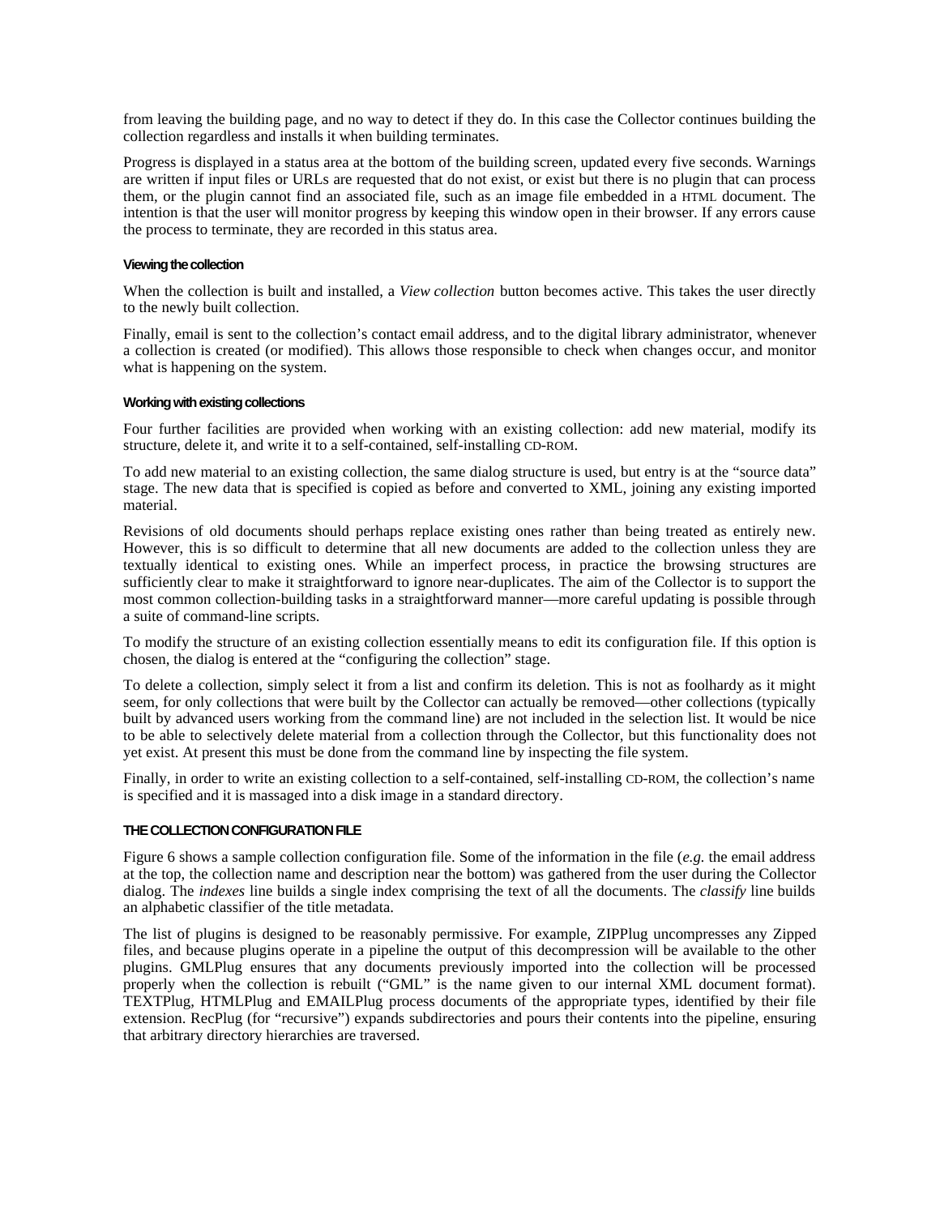from leaving the building page, and no way to detect if they do. In this case the Collector continues building the collection regardless and installs it when building terminates.

Progress is displayed in a status area at the bottom of the building screen, updated every five seconds. Warnings are written if input files or URLs are requested that do not exist, or exist but there is no plugin that can process them, or the plugin cannot find an associated file, such as an image file embedded in a HTML document. The intention is that the user will monitor progress by keeping this window open in their browser. If any errors cause the process to terminate, they are recorded in this status area.

#### Viewing the collection

When the collection is built and installed, a *View collection* button becomes active. This takes the user directly to the newly built collection.

Finally, email is sent to the collection's contact email address, and to the digital library administrator, whenever a collection is created (or modified). This allows those responsible to check when changes occur, and monitor what is happening on the system.

#### Working with existing collections

Four further facilities are provided when working with an existing collection: add new material, modify its structure, delete it, and write it to a self-contained, self-installing CD-ROM.

To add new material to an existing collection, the same dialog structure is used, but entry is at the "source data" stage. The new data that is specified is copied as before and converted to XML, joining any existing imported material.

Revisions of old documents should perhaps replace existing ones rather than being treated as entirely new. However, this is so difficult to determine that all new documents are added to the collection unless they are textually identical to existing ones. While an imperfect process, in practice the browsing structures are sufficiently clear to make it straightforward to ignore near-duplicates. The aim of the Collector is to support the most common collection-building tasks in a straightforward manner—more careful updating is possible through a suite of command-line scripts.

To modify the structure of an existing collection essentially means to edit its configuration file. If this option is chosen, the dialog is entered at the "configuring the collection" stage.

To delete a collection, simply select it from a list and confirm its deletion. This is not as foolhardy as it might seem, for only collections that were built by the Collector can actually be removed—other collections (typically built by advanced users working from the command line) are not included in the selection list. It would be nice to be able to selectively delete material from a collection through the Collector, but this functionality does not yet exist. At present this must be done from the command line by inspecting the file system.

Finally, in order to write an existing collection to a self-contained, self-installing CD-ROM, the collection's name is specified and it is massaged into a disk image in a standard directory.

### THE COLLECTION CONFIGURATION FILE

Figure 6 shows a sample collection configuration file. Some of the information in the file (*e.g.* the email address at the top, the collection name and description near the bottom) was gathered from the user during the Collector dialog. The *indexes* line builds a single index comprising the text of all the documents. The *classify* line builds an alphabetic classifier of the title metadata.

The list of plugins is designed to be reasonably permissive. For example, ZIPPlug uncompresses any Zipped files, and because plugins operate in a pipeline the output of this decompression will be available to the other plugins. GMLPlug ensures that any documents previously imported into the collection will be processed properly when the collection is rebuilt ("GML" is the name given to our internal XML document format). TEXTPlug, HTMLPlug and EMAILPlug process documents of the appropriate types, identified by their file extension. RecPlug (for "recursive") expands subdirectories and pours their contents into the pipeline, ensuring that arbitrary directory hierarchies are traversed.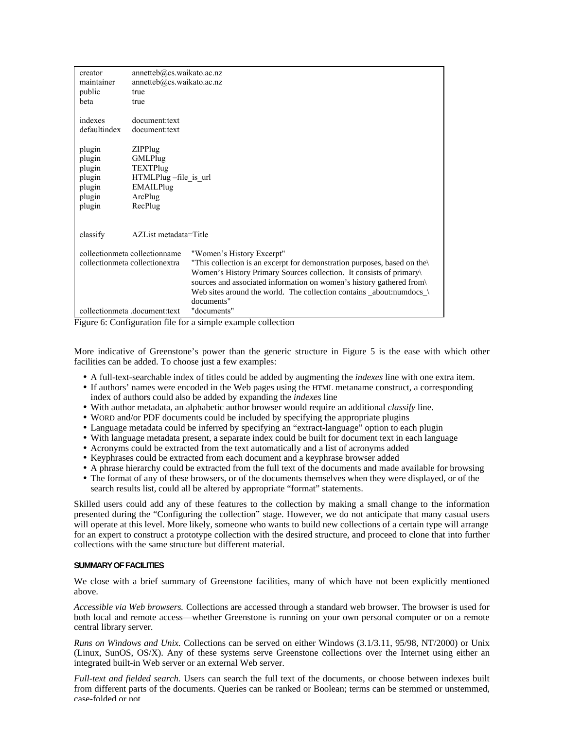```
creator         annetteb@cs.waikato.ac.nz
maintainer      annetteb@cs.waikato.ac.nz
public          true
beta            true

indexes         document:text
defaultindex    document:text

plugin          ZIPPlug
plugin          GMLPlug
plugin          TEXTPlug
plugin          HTMLPlug –file_is_url
plugin          EMAILPlug
plugin          ArcPlug
plugin          RecPlug


classify        AZList metadata=Title

collectionmeta collectionname     "Women's History Excerpt"
collectionmeta collectionextra    "This collection is an excerpt for demonstration purposes, based on the\
                                  Women's History Primary Sources collection.  It consists of primary\
                                  sources and associated information on women's history gathered from\
                                  Web sites around the world.  The collection contains _about:numdocs_\
                                  documents"
collectionmeta .document:text     "documents"
```

Figure 6: Configuration file for a simple example collection

More indicative of Greenstone's power than the generic structure in Figure 5 is the ease with which other facilities can be added. To choose just a few examples:

- A full-text-searchable index of titles could be added by augmenting the *indexes* line with one extra item.
- If authors' names were encoded in the Web pages using the HTML metaname construct, a corresponding index of authors could also be added by expanding the *indexes* line
- With author metadata, an alphabetic author browser would require an additional *classify* line.
- WORD and/or PDF documents could be included by specifying the appropriate plugins
- Language metadata could be inferred by specifying an "extract-language" option to each plugin
- With language metadata present, a separate index could be built for document text in each language
- Acronyms could be extracted from the text automatically and a list of acronyms added
- Keyphrases could be extracted from each document and a keyphrase browser added
- A phrase hierarchy could be extracted from the full text of the documents and made available for browsing
- The format of any of these browsers, or of the documents themselves when they were displayed, or of the search results list, could all be altered by appropriate "format" statements.

Skilled users could add any of these features to the collection by making a small change to the information presented during the "Configuring the collection" stage. However, we do not anticipate that many casual users will operate at this level. More likely, someone who wants to build new collections of a certain type will arrange for an expert to construct a prototype collection with the desired structure, and proceed to clone that into further collections with the same structure but different material.

#### SUMMARY OF FACILITIES

We close with a brief summary of Greenstone facilities, many of which have not been explicitly mentioned above.

*Accessible via Web browsers.* Collections are accessed through a standard web browser. The browser is used for both local and remote access—whether Greenstone is running on your own personal computer or on a remote central library server.

*Runs on Windows and Unix.* Collections can be served on either Windows (3.1/3.11, 95/98, NT/2000) or Unix (Linux, SunOS, OS/X). Any of these systems serve Greenstone collections over the Internet using either an integrated built-in Web server or an external Web server.

*Full-text and fielded search.* Users can search the full text of the documents, or choose between indexes built from different parts of the documents. Queries can be ranked or Boolean; terms can be stemmed or unstemmed, case-folded or not.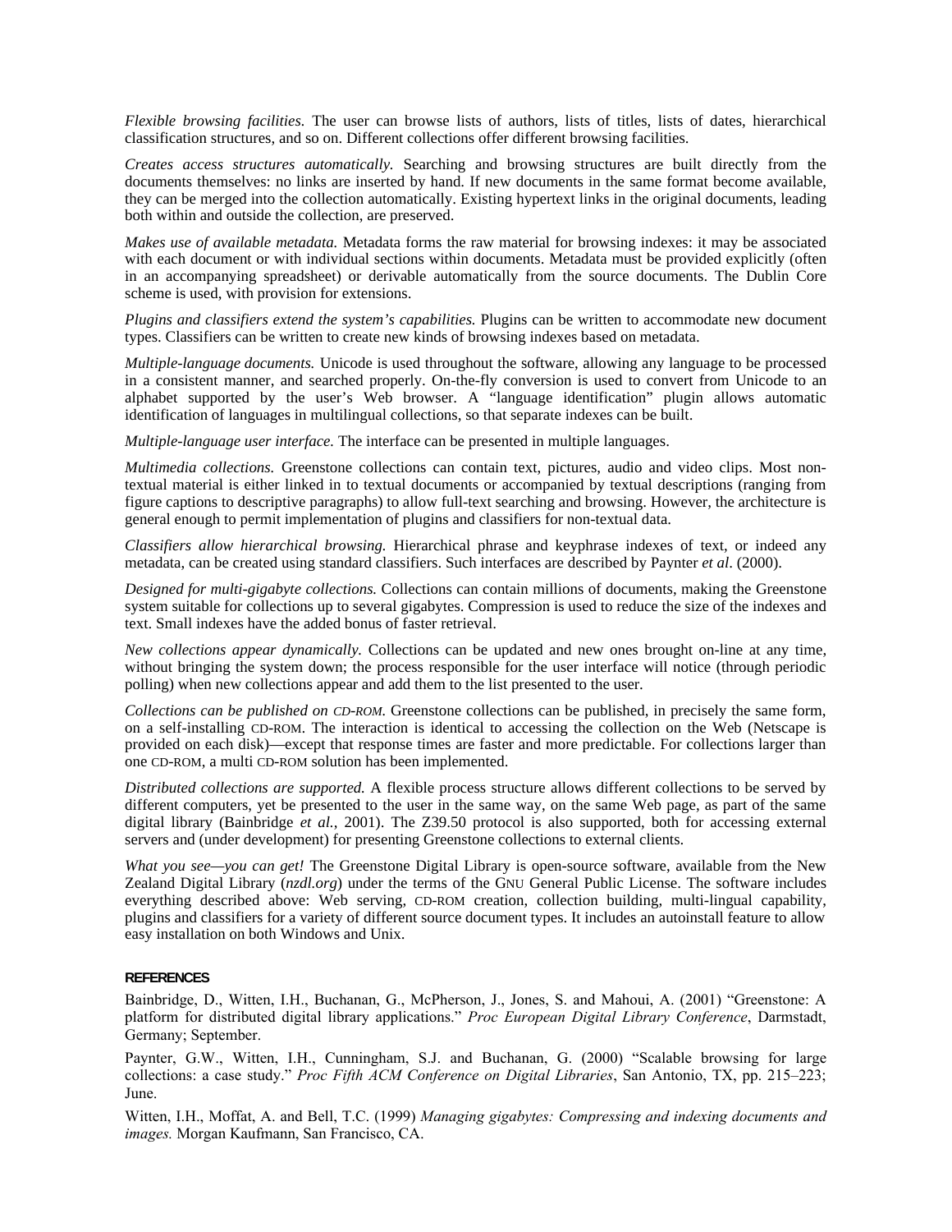*Flexible browsing facilities.* The user can browse lists of authors, lists of titles, lists of dates, hierarchical classification structures, and so on. Different collections offer different browsing facilities.

*Creates access structures automatically.* Searching and browsing structures are built directly from the documents themselves: no links are inserted by hand. If new documents in the same format become available, they can be merged into the collection automatically. Existing hypertext links in the original documents, leading both within and outside the collection, are preserved.

*Makes use of available metadata.* Metadata forms the raw material for browsing indexes: it may be associated with each document or with individual sections within documents. Metadata must be provided explicitly (often in an accompanying spreadsheet) or derivable automatically from the source documents. The Dublin Core scheme is used, with provision for extensions.

*Plugins and classifiers extend the system's capabilities.* Plugins can be written to accommodate new document types. Classifiers can be written to create new kinds of browsing indexes based on metadata.

*Multiple-language documents.* Unicode is used throughout the software, allowing any language to be processed in a consistent manner, and searched properly. On-the-fly conversion is used to convert from Unicode to an alphabet supported by the user's Web browser. A "language identification" plugin allows automatic identification of languages in multilingual collections, so that separate indexes can be built.

*Multiple-language user interface.* The interface can be presented in multiple languages.

*Multimedia collections.* Greenstone collections can contain text, pictures, audio and video clips. Most non-textual material is either linked in to textual documents or accompanied by textual descriptions (ranging from figure captions to descriptive paragraphs) to allow full-text searching and browsing. However, the architecture is general enough to permit implementation of plugins and classifiers for non-textual data.

*Classifiers allow hierarchical browsing.* Hierarchical phrase and keyphrase indexes of text, or indeed any metadata, can be created using standard classifiers. Such interfaces are described by Paynter *et al*. (2000).

*Designed for multi-gigabyte collections.* Collections can contain millions of documents, making the Greenstone system suitable for collections up to several gigabytes. Compression is used to reduce the size of the indexes and text. Small indexes have the added bonus of faster retrieval.

*New collections appear dynamically.* Collections can be updated and new ones brought on-line at any time, without bringing the system down; the process responsible for the user interface will notice (through periodic polling) when new collections appear and add them to the list presented to the user.

*Collections can be published on CD-ROM.* Greenstone collections can be published, in precisely the same form, on a self-installing CD-ROM. The interaction is identical to accessing the collection on the Web (Netscape is provided on each disk)—except that response times are faster and more predictable. For collections larger than one CD-ROM, a multi CD-ROM solution has been implemented.

*Distributed collections are supported.* A flexible process structure allows different collections to be served by different computers, yet be presented to the user in the same way, on the same Web page, as part of the same digital library (Bainbridge *et al.,* 2001). The Z39.50 protocol is also supported, both for accessing external servers and (under development) for presenting Greenstone collections to external clients.

*What you see—you can get!* The Greenstone Digital Library is open-source software, available from the New Zealand Digital Library (*nzdl.org*) under the terms of the GNU General Public License. The software includes everything described above: Web serving, CD-ROM creation, collection building, multi-lingual capability, plugins and classifiers for a variety of different source document types. It includes an autoinstall feature to allow easy installation on both Windows and Unix.

## REFERENCES

Bainbridge, D., Witten, I.H., Buchanan, G., McPherson, J., Jones, S. and Mahoui, A. (2001) "Greenstone: A platform for distributed digital library applications." *Proc European Digital Library Conference*, Darmstadt, Germany; September.

Paynter, G.W., Witten, I.H., Cunningham, S.J. and Buchanan, G. (2000) "Scalable browsing for large collections: a case study." *Proc Fifth ACM Conference on Digital Libraries*, San Antonio, TX, pp. 215–223; June.

Witten, I.H., Moffat, A. and Bell, T.C. (1999) *Managing gigabytes: Compressing and indexing documents and images.* Morgan Kaufmann, San Francisco, CA.